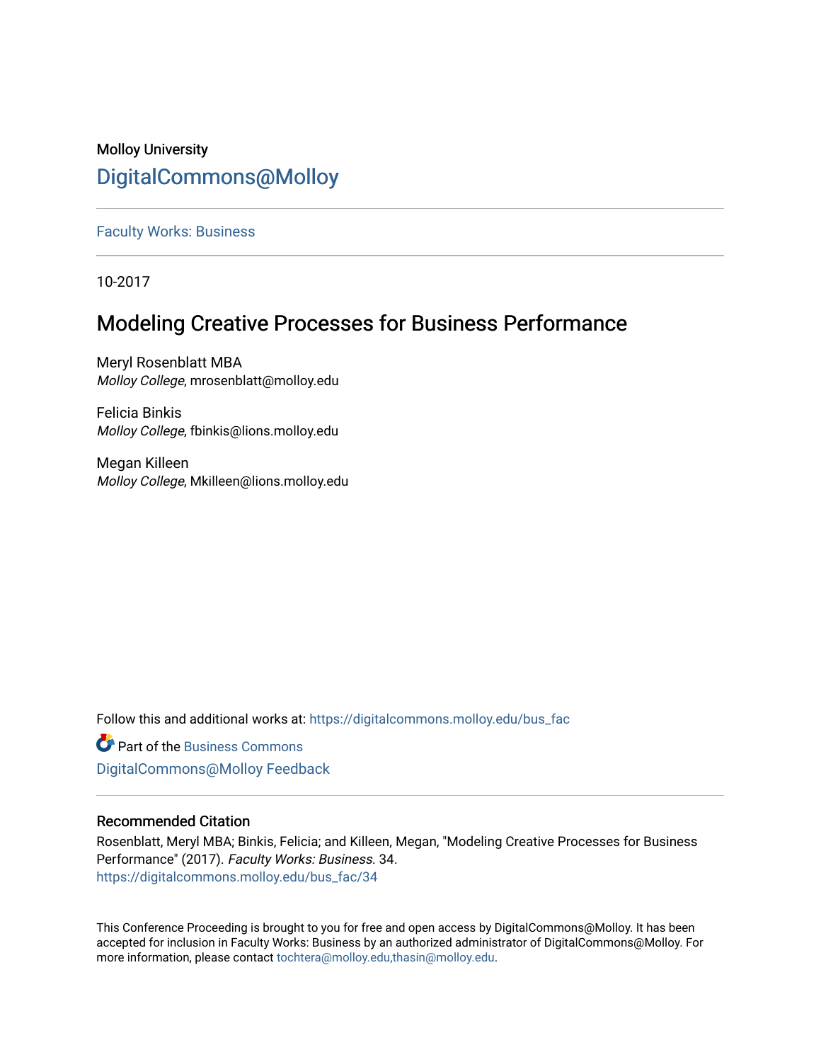Molloy University

# DigitalCommons@Molloy

Faculty Works: Business

10-2017

## Modeling Creative Processes for Business Performance

Meryl Rosenblatt MBA
*Molloy College*, mrosenblatt@molloy.edu

Felicia Binkis
*Molloy College*, fbinkis@lions.molloy.edu

Megan Killeen
*Molloy College*, Mkilleen@lions.molloy.edu

Follow this and additional works at: https://digitalcommons.molloy.edu/bus_fac

Part of the Business Commons

DigitalCommons@Molloy Feedback

### Recommended Citation

Rosenblatt, Meryl MBA; Binkis, Felicia; and Killeen, Megan, "Modeling Creative Processes for Business Performance" (2017). *Faculty Works: Business*. 34.
https://digitalcommons.molloy.edu/bus_fac/34

This Conference Proceeding is brought to you for free and open access by DigitalCommons@Molloy. It has been accepted for inclusion in Faculty Works: Business by an authorized administrator of DigitalCommons@Molloy. For more information, please contact tochtera@molloy.edu,thasin@molloy.edu.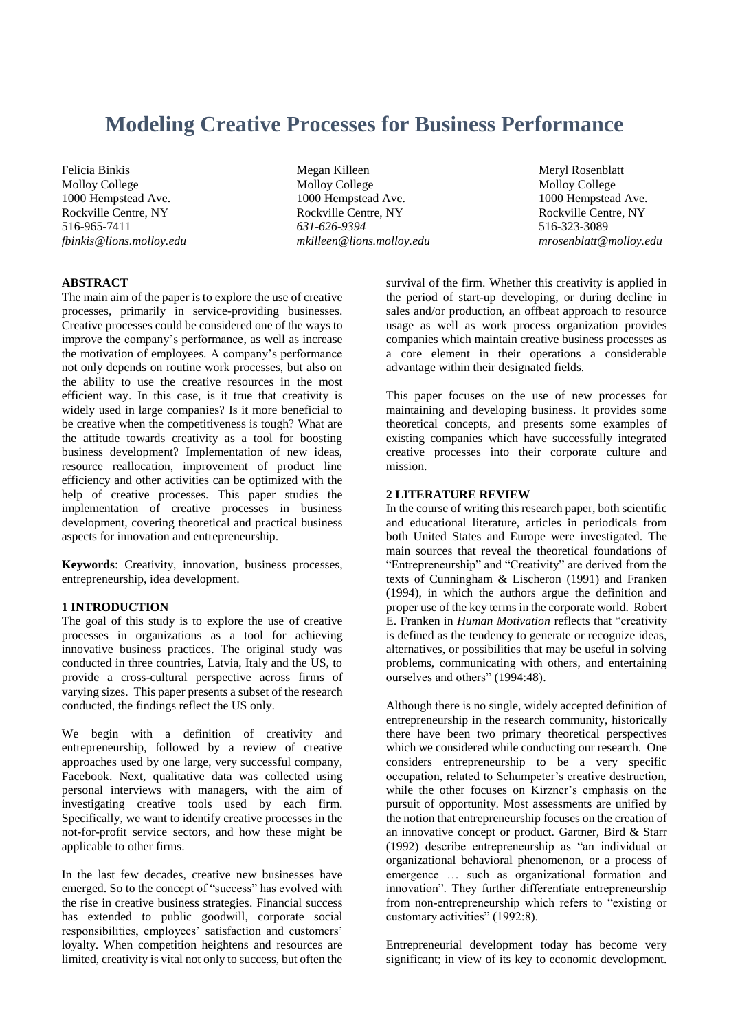# Modeling Creative Processes for Business Performance

Felicia Binkis
Molloy College
1000 Hempstead Ave.
Rockville Centre, NY
516-965-7411
*fbinkis@lions.molloy.edu*

Megan Killeen
Molloy College
1000 Hempstead Ave.
Rockville Centre, NY
*631-626-9394*
*mkilleen@lions.molloy.edu*

Meryl Rosenblatt
Molloy College
1000 Hempstead Ave.
Rockville Centre, NY
516-323-3089
*mrosenblatt@molloy.edu*

## ABSTRACT

The main aim of the paper is to explore the use of creative processes, primarily in service-providing businesses. Creative processes could be considered one of the ways to improve the company's performance, as well as increase the motivation of employees. A company's performance not only depends on routine work processes, but also on the ability to use the creative resources in the most efficient way. In this case, is it true that creativity is widely used in large companies? Is it more beneficial to be creative when the competitiveness is tough? What are the attitude towards creativity as a tool for boosting business development? Implementation of new ideas, resource reallocation, improvement of product line efficiency and other activities can be optimized with the help of creative processes. This paper studies the implementation of creative processes in business development, covering theoretical and practical business aspects for innovation and entrepreneurship.

**Keywords**: Creativity, innovation, business processes, entrepreneurship, idea development.

## 1 INTRODUCTION

The goal of this study is to explore the use of creative processes in organizations as a tool for achieving innovative business practices. The original study was conducted in three countries, Latvia, Italy and the US, to provide a cross-cultural perspective across firms of varying sizes. This paper presents a subset of the research conducted, the findings reflect the US only.

We begin with a definition of creativity and entrepreneurship, followed by a review of creative approaches used by one large, very successful company, Facebook. Next, qualitative data was collected using personal interviews with managers, with the aim of investigating creative tools used by each firm. Specifically, we want to identify creative processes in the not-for-profit service sectors, and how these might be applicable to other firms.

In the last few decades, creative new businesses have emerged. So to the concept of "success" has evolved with the rise in creative business strategies. Financial success has extended to public goodwill, corporate social responsibilities, employees' satisfaction and customers' loyalty. When competition heightens and resources are limited, creativity is vital not only to success, but often the survival of the firm. Whether this creativity is applied in the period of start-up developing, or during decline in sales and/or production, an offbeat approach to resource usage as well as work process organization provides companies which maintain creative business processes as a core element in their operations a considerable advantage within their designated fields.

This paper focuses on the use of new processes for maintaining and developing business. It provides some theoretical concepts, and presents some examples of existing companies which have successfully integrated creative processes into their corporate culture and mission.

## 2 LITERATURE REVIEW

In the course of writing this research paper, both scientific and educational literature, articles in periodicals from both United States and Europe were investigated. The main sources that reveal the theoretical foundations of "Entrepreneurship" and "Creativity" are derived from the texts of Cunningham & Lischeron (1991) and Franken (1994), in which the authors argue the definition and proper use of the key terms in the corporate world. Robert E. Franken in *Human Motivation* reflects that "creativity is defined as the tendency to generate or recognize ideas, alternatives, or possibilities that may be useful in solving problems, communicating with others, and entertaining ourselves and others" (1994:48).

Although there is no single, widely accepted definition of entrepreneurship in the research community, historically there have been two primary theoretical perspectives which we considered while conducting our research. One considers entrepreneurship to be a very specific occupation, related to Schumpeter's creative destruction, while the other focuses on Kirzner's emphasis on the pursuit of opportunity. Most assessments are unified by the notion that entrepreneurship focuses on the creation of an innovative concept or product. Gartner, Bird & Starr (1992) describe entrepreneurship as "an individual or organizational behavioral phenomenon, or a process of emergence … such as organizational formation and innovation". They further differentiate entrepreneurship from non-entrepreneurship which refers to "existing or customary activities" (1992:8).

Entrepreneurial development today has become very significant; in view of its key to economic development.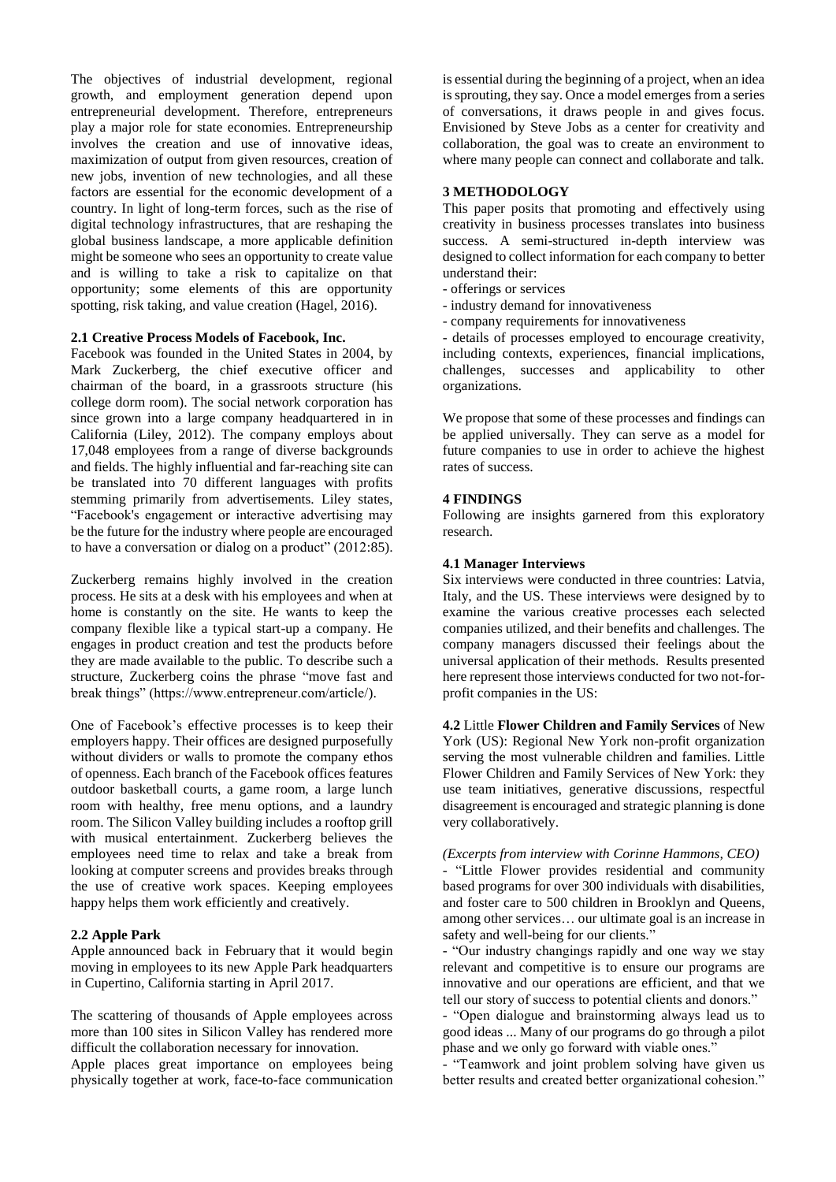The objectives of industrial development, regional growth, and employment generation depend upon entrepreneurial development. Therefore, entrepreneurs play a major role for state economies. Entrepreneurship involves the creation and use of innovative ideas, maximization of output from given resources, creation of new jobs, invention of new technologies, and all these factors are essential for the economic development of a country. In light of long-term forces, such as the rise of digital technology infrastructures, that are reshaping the global business landscape, a more applicable definition might be someone who sees an opportunity to create value and is willing to take a risk to capitalize on that opportunity; some elements of this are opportunity spotting, risk taking, and value creation (Hagel, 2016).

### 2.1 Creative Process Models of Facebook, Inc.

Facebook was founded in the United States in 2004, by Mark Zuckerberg, the chief executive officer and chairman of the board, in a grassroots structure (his college dorm room). The social network corporation has since grown into a large company headquartered in in California (Liley, 2012). The company employs about 17,048 employees from a range of diverse backgrounds and fields. The highly influential and far-reaching site can be translated into 70 different languages with profits stemming primarily from advertisements. Liley states, "Facebook's engagement or interactive advertising may be the future for the industry where people are encouraged to have a conversation or dialog on a product" (2012:85).

Zuckerberg remains highly involved in the creation process. He sits at a desk with his employees and when at home is constantly on the site. He wants to keep the company flexible like a typical start-up a company. He engages in product creation and test the products before they are made available to the public. To describe such a structure, Zuckerberg coins the phrase "move fast and break things" (https://www.entrepreneur.com/article/).

One of Facebook's effective processes is to keep their employers happy. Their offices are designed purposefully without dividers or walls to promote the company ethos of openness. Each branch of the Facebook offices features outdoor basketball courts, a game room, a large lunch room with healthy, free menu options, and a laundry room. The Silicon Valley building includes a rooftop grill with musical entertainment. Zuckerberg believes the employees need time to relax and take a break from looking at computer screens and provides breaks through the use of creative work spaces. Keeping employees happy helps them work efficiently and creatively.

### 2.2 Apple Park

Apple announced back in February that it would begin moving in employees to its new Apple Park headquarters in Cupertino, California starting in April 2017.

The scattering of thousands of Apple employees across more than 100 sites in Silicon Valley has rendered more difficult the collaboration necessary for innovation.

Apple places great importance on employees being physically together at work, face-to-face communication is essential during the beginning of a project, when an idea is sprouting, they say. Once a model emerges from a series of conversations, it draws people in and gives focus. Envisioned by Steve Jobs as a center for creativity and collaboration, the goal was to create an environment to where many people can connect and collaborate and talk.

## 3 METHODOLOGY

This paper posits that promoting and effectively using creativity in business processes translates into business success. A semi-structured in-depth interview was designed to collect information for each company to better understand their:

- offerings or services
- industry demand for innovativeness
- company requirements for innovativeness
- details of processes employed to encourage creativity, including contexts, experiences, financial implications, challenges, successes and applicability to other organizations.

We propose that some of these processes and findings can be applied universally. They can serve as a model for future companies to use in order to achieve the highest rates of success.

## 4 FINDINGS

Following are insights garnered from this exploratory research.

### 4.1 Manager Interviews

Six interviews were conducted in three countries: Latvia, Italy, and the US. These interviews were designed by to examine the various creative processes each selected companies utilized, and their benefits and challenges. The company managers discussed their feelings about the universal application of their methods. Results presented here represent those interviews conducted for two not-for-profit companies in the US:

**4.2** Little **Flower Children and Family Services** of New York (US): Regional New York non-profit organization serving the most vulnerable children and families. Little Flower Children and Family Services of New York: they use team initiatives, generative discussions, respectful disagreement is encouraged and strategic planning is done very collaboratively.

*(Excerpts from interview with Corinne Hammons, CEO)*

- "Little Flower provides residential and community based programs for over 300 individuals with disabilities, and foster care to 500 children in Brooklyn and Queens, among other services… our ultimate goal is an increase in safety and well-being for our clients."
- "Our industry changings rapidly and one way we stay relevant and competitive is to ensure our programs are innovative and our operations are efficient, and that we tell our story of success to potential clients and donors."
- "Open dialogue and brainstorming always lead us to good ideas ... Many of our programs do go through a pilot phase and we only go forward with viable ones."
- "Teamwork and joint problem solving have given us better results and created better organizational cohesion."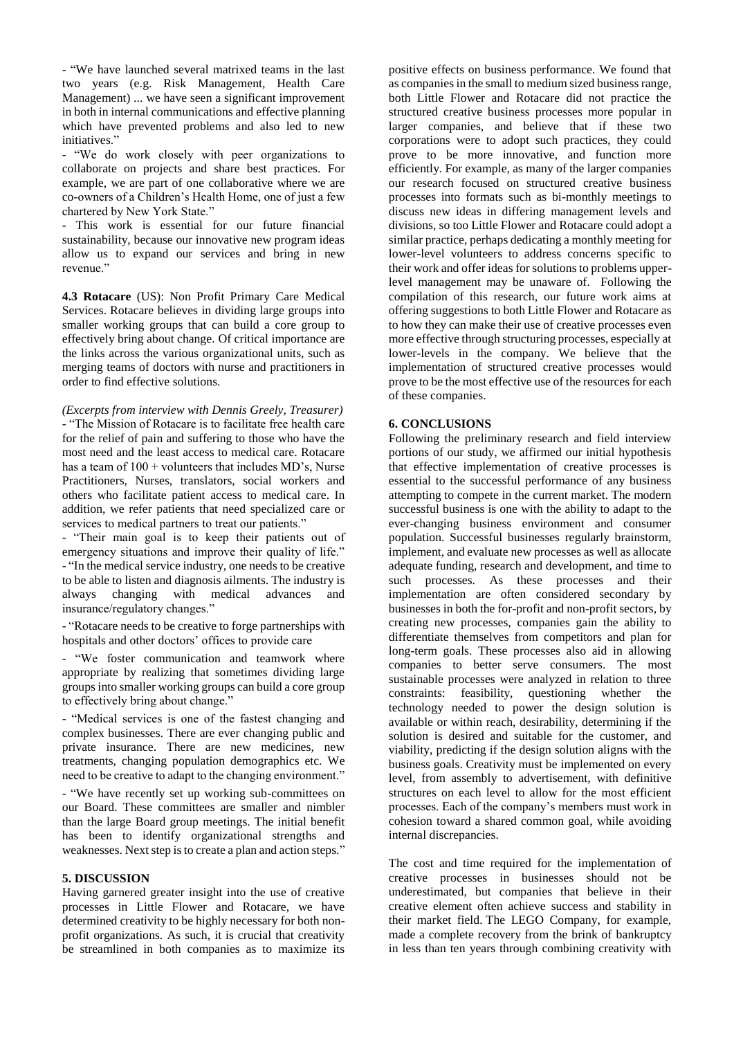- "We have launched several matrixed teams in the last two years (e.g. Risk Management, Health Care Management) ... we have seen a significant improvement in both in internal communications and effective planning which have prevented problems and also led to new initiatives."

- "We do work closely with peer organizations to collaborate on projects and share best practices. For example, we are part of one collaborative where we are co-owners of a Children's Health Home, one of just a few chartered by New York State."

- This work is essential for our future financial sustainability, because our innovative new program ideas allow us to expand our services and bring in new revenue."

**4.3 Rotacare** (US): Non Profit Primary Care Medical Services. Rotacare believes in dividing large groups into smaller working groups that can build a core group to effectively bring about change. Of critical importance are the links across the various organizational units, such as merging teams of doctors with nurse and practitioners in order to find effective solutions.

*(Excerpts from interview with Dennis Greely, Treasurer)*

- "The Mission of Rotacare is to facilitate free health care for the relief of pain and suffering to those who have the most need and the least access to medical care. Rotacare has a team of 100 + volunteers that includes MD's, Nurse Practitioners, Nurses, translators, social workers and others who facilitate patient access to medical care. In addition, we refer patients that need specialized care or services to medical partners to treat our patients."

- "Their main goal is to keep their patients out of emergency situations and improve their quality of life."

- "In the medical service industry, one needs to be creative to be able to listen and diagnosis ailments. The industry is always changing with medical advances and insurance/regulatory changes."

- "Rotacare needs to be creative to forge partnerships with hospitals and other doctors' offices to provide care

- "We foster communication and teamwork where appropriate by realizing that sometimes dividing large groups into smaller working groups can build a core group to effectively bring about change."

- "Medical services is one of the fastest changing and complex businesses. There are ever changing public and private insurance. There are new medicines, new treatments, changing population demographics etc. We need to be creative to adapt to the changing environment."

- "We have recently set up working sub-committees on our Board. These committees are smaller and nimbler than the large Board group meetings. The initial benefit has been to identify organizational strengths and weaknesses. Next step is to create a plan and action steps."

## 5. DISCUSSION

Having garnered greater insight into the use of creative processes in Little Flower and Rotacare, we have determined creativity to be highly necessary for both non-profit organizations. As such, it is crucial that creativity be streamlined in both companies as to maximize its positive effects on business performance. We found that as companies in the small to medium sized business range, both Little Flower and Rotacare did not practice the structured creative business processes more popular in larger companies, and believe that if these two corporations were to adopt such practices, they could prove to be more innovative, and function more efficiently. For example, as many of the larger companies our research focused on structured creative business processes into formats such as bi-monthly meetings to discuss new ideas in differing management levels and divisions, so too Little Flower and Rotacare could adopt a similar practice, perhaps dedicating a monthly meeting for lower-level volunteers to address concerns specific to their work and offer ideas for solutions to problems upper-level management may be unaware of. Following the compilation of this research, our future work aims at offering suggestions to both Little Flower and Rotacare as to how they can make their use of creative processes even more effective through structuring processes, especially at lower-levels in the company. We believe that the implementation of structured creative processes would prove to be the most effective use of the resources for each of these companies.

## 6. CONCLUSIONS

Following the preliminary research and field interview portions of our study, we affirmed our initial hypothesis that effective implementation of creative processes is essential to the successful performance of any business attempting to compete in the current market. The modern successful business is one with the ability to adapt to the ever-changing business environment and consumer population. Successful businesses regularly brainstorm, implement, and evaluate new processes as well as allocate adequate funding, research and development, and time to such processes. As these processes and their implementation are often considered secondary by businesses in both the for-profit and non-profit sectors, by creating new processes, companies gain the ability to differentiate themselves from competitors and plan for long-term goals. These processes also aid in allowing companies to better serve consumers. The most sustainable processes were analyzed in relation to three constraints: feasibility, questioning whether the technology needed to power the design solution is available or within reach, desirability, determining if the solution is desired and suitable for the customer, and viability, predicting if the design solution aligns with the business goals. Creativity must be implemented on every level, from assembly to advertisement, with definitive structures on each level to allow for the most efficient processes. Each of the company's members must work in cohesion toward a shared common goal, while avoiding internal discrepancies.

The cost and time required for the implementation of creative processes in businesses should not be underestimated, but companies that believe in their creative element often achieve success and stability in their market field. The LEGO Company, for example, made a complete recovery from the brink of bankruptcy in less than ten years through combining creativity with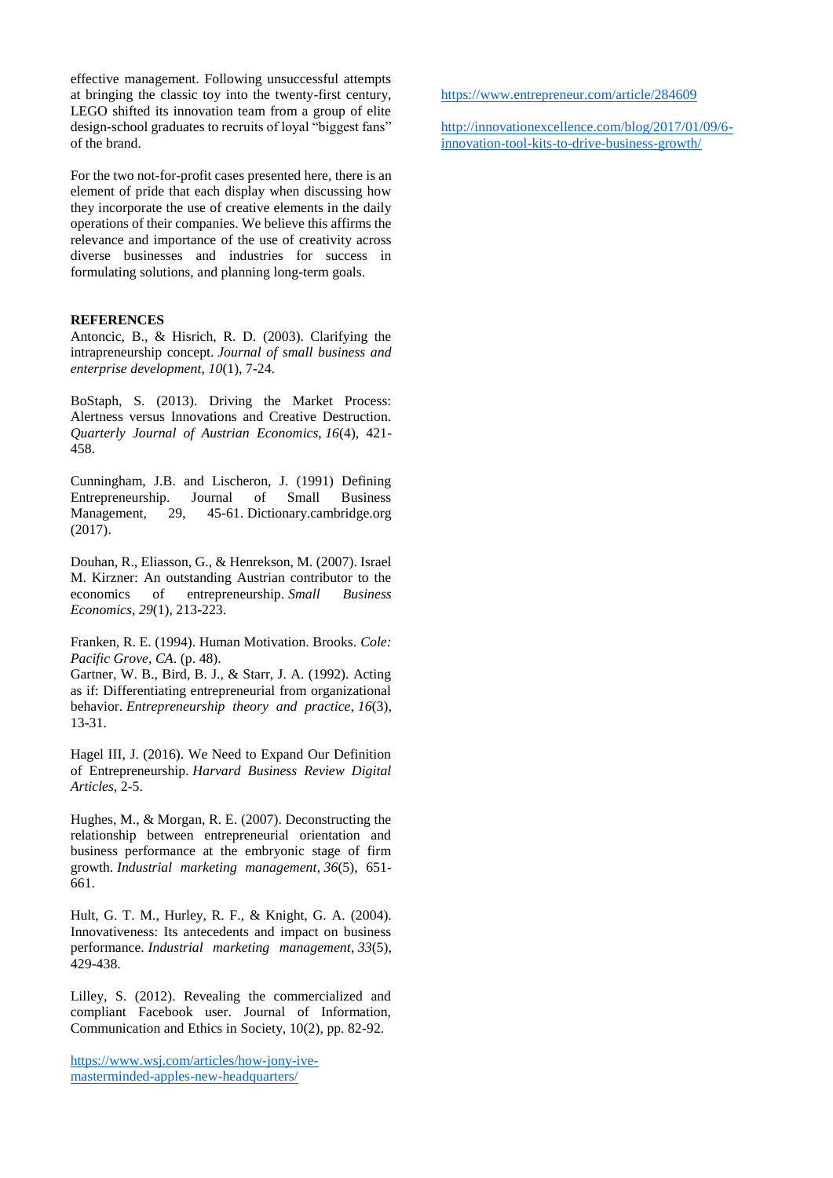effective management. Following unsuccessful attempts at bringing the classic toy into the twenty-first century, LEGO shifted its innovation team from a group of elite design-school graduates to recruits of loyal "biggest fans" of the brand.

For the two not-for-profit cases presented here, there is an element of pride that each display when discussing how they incorporate the use of creative elements in the daily operations of their companies. We believe this affirms the relevance and importance of the use of creativity across diverse businesses and industries for success in formulating solutions, and planning long-term goals.

## REFERENCES

Antoncic, B., & Hisrich, R. D. (2003). Clarifying the intrapreneurship concept. *Journal of small business and enterprise development*, *10*(1), 7-24.

BoStaph, S. (2013). Driving the Market Process: Alertness versus Innovations and Creative Destruction. *Quarterly Journal of Austrian Economics*, *16*(4), 421-458.

Cunningham, J.B. and Lischeron, J. (1991) Defining Entrepreneurship. Journal of Small Business Management, 29, 45-61. Dictionary.cambridge.org (2017).

Douhan, R., Eliasson, G., & Henrekson, M. (2007). Israel M. Kirzner: An outstanding Austrian contributor to the economics of entrepreneurship. *Small Business Economics*, *29*(1), 213-223.

Franken, R. E. (1994). Human Motivation. Brooks. *Cole: Pacific Grove, CA*. (p. 48).

Gartner, W. B., Bird, B. J., & Starr, J. A. (1992). Acting as if: Differentiating entrepreneurial from organizational behavior. *Entrepreneurship theory and practice*, *16*(3), 13-31.

Hagel III, J. (2016). We Need to Expand Our Definition of Entrepreneurship. *Harvard Business Review Digital Articles*, 2-5.

Hughes, M., & Morgan, R. E. (2007). Deconstructing the relationship between entrepreneurial orientation and business performance at the embryonic stage of firm growth. *Industrial marketing management*, *36*(5), 651-661.

Hult, G. T. M., Hurley, R. F., & Knight, G. A. (2004). Innovativeness: Its antecedents and impact on business performance. *Industrial marketing management*, *33*(5), 429-438.

Lilley, S. (2012). Revealing the commercialized and compliant Facebook user. Journal of Information, Communication and Ethics in Society, 10(2), pp. 82-92.

https://www.wsj.com/articles/how-jony-ive-masterminded-apples-new-headquarters/

https://www.entrepreneur.com/article/284609

http://innovationexcellence.com/blog/2017/01/09/6-innovation-tool-kits-to-drive-business-growth/